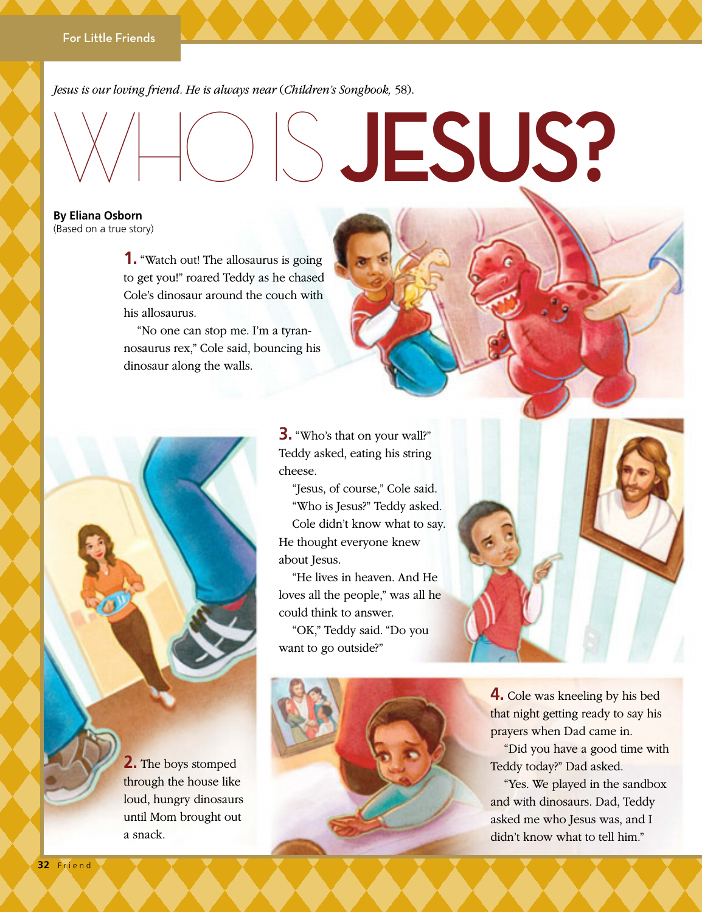For Little Friends

*Jesus is our loving friend. He is always near* (*Children's Songbook,* 58).

# WHO IS JESUS?

**By Eliana Osborn**
(Based on a true story)

**1.** "Watch out! The allosaurus is going to get you!" roared Teddy as he chased Cole's dinosaur around the couch with his allosaurus.

"No one can stop me. I'm a tyrannosaurus rex," Cole said, bouncing his dinosaur along the walls.

**2.** The boys stomped through the house like loud, hungry dinosaurs until Mom brought out a snack.

**3.** "Who's that on your wall?" Teddy asked, eating his string cheese.

"Jesus, of course," Cole said.

"Who is Jesus?" Teddy asked.

Cole didn't know what to say. He thought everyone knew about Jesus.

"He lives in heaven. And He loves all the people," was all he could think to answer.

"OK," Teddy said. "Do you want to go outside?"

**4.** Cole was kneeling by his bed that night getting ready to say his prayers when Dad came in.

"Did you have a good time with Teddy today?" Dad asked.

"Yes. We played in the sandbox and with dinosaurs. Dad, Teddy asked me who Jesus was, and I didn't know what to tell him."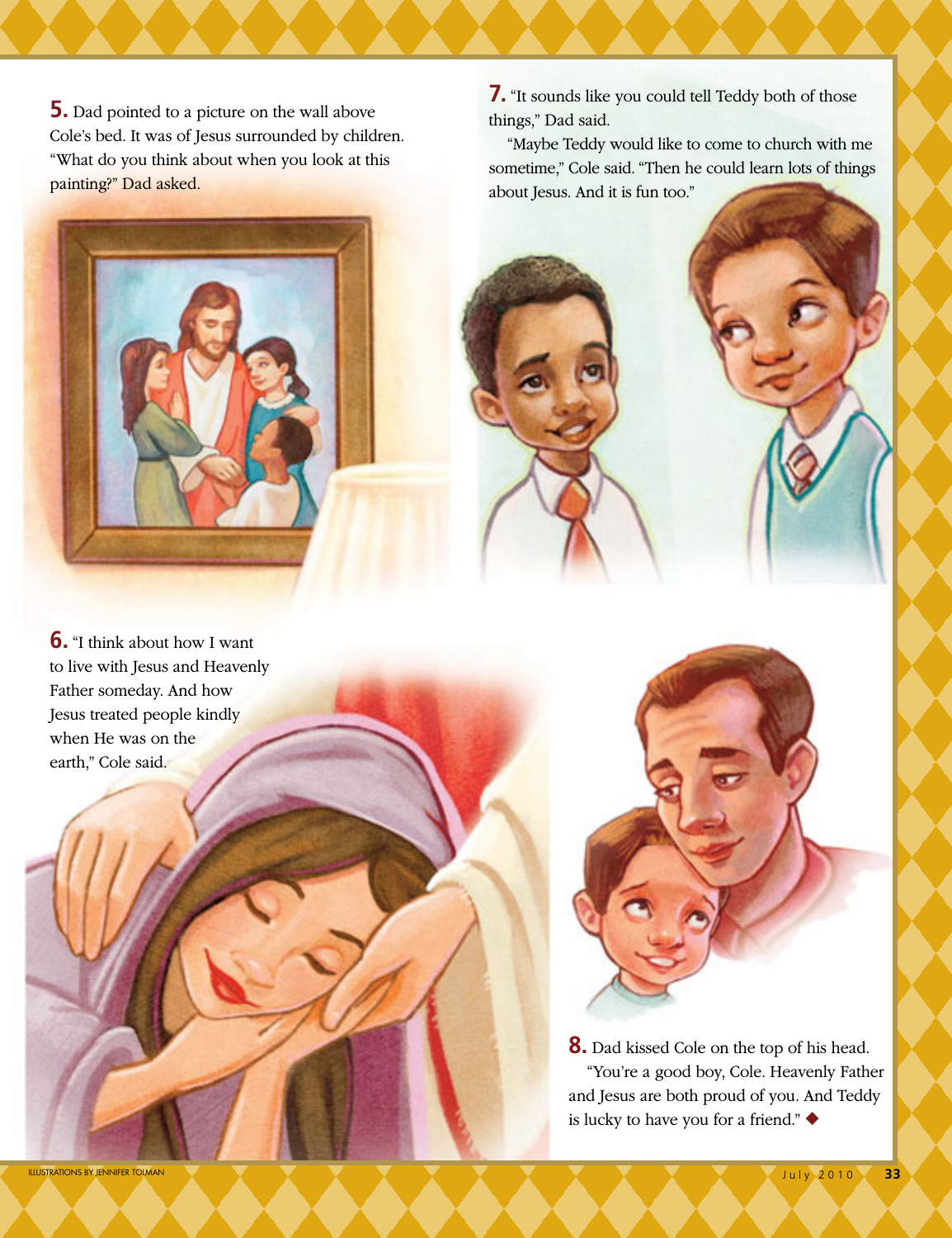**5.** Dad pointed to a picture on the wall above Cole's bed. It was of Jesus surrounded by children. "What do you think about when you look at this painting?" Dad asked.

**6.** "I think about how I want to live with Jesus and Heavenly Father someday. And how Jesus treated people kindly when He was on the earth," Cole said.

**7.** "It sounds like you could tell Teddy both of those things," Dad said.

"Maybe Teddy would like to come to church with me sometime," Cole said. "Then he could learn lots of things about Jesus. And it is fun too."

**8.** Dad kissed Cole on the top of his head.

"You're a good boy, Cole. Heavenly Father and Jesus are both proud of you. And Teddy is lucky to have you for a friend." ◆

ILLUSTRATIONS BY JENNIFER TOLMAN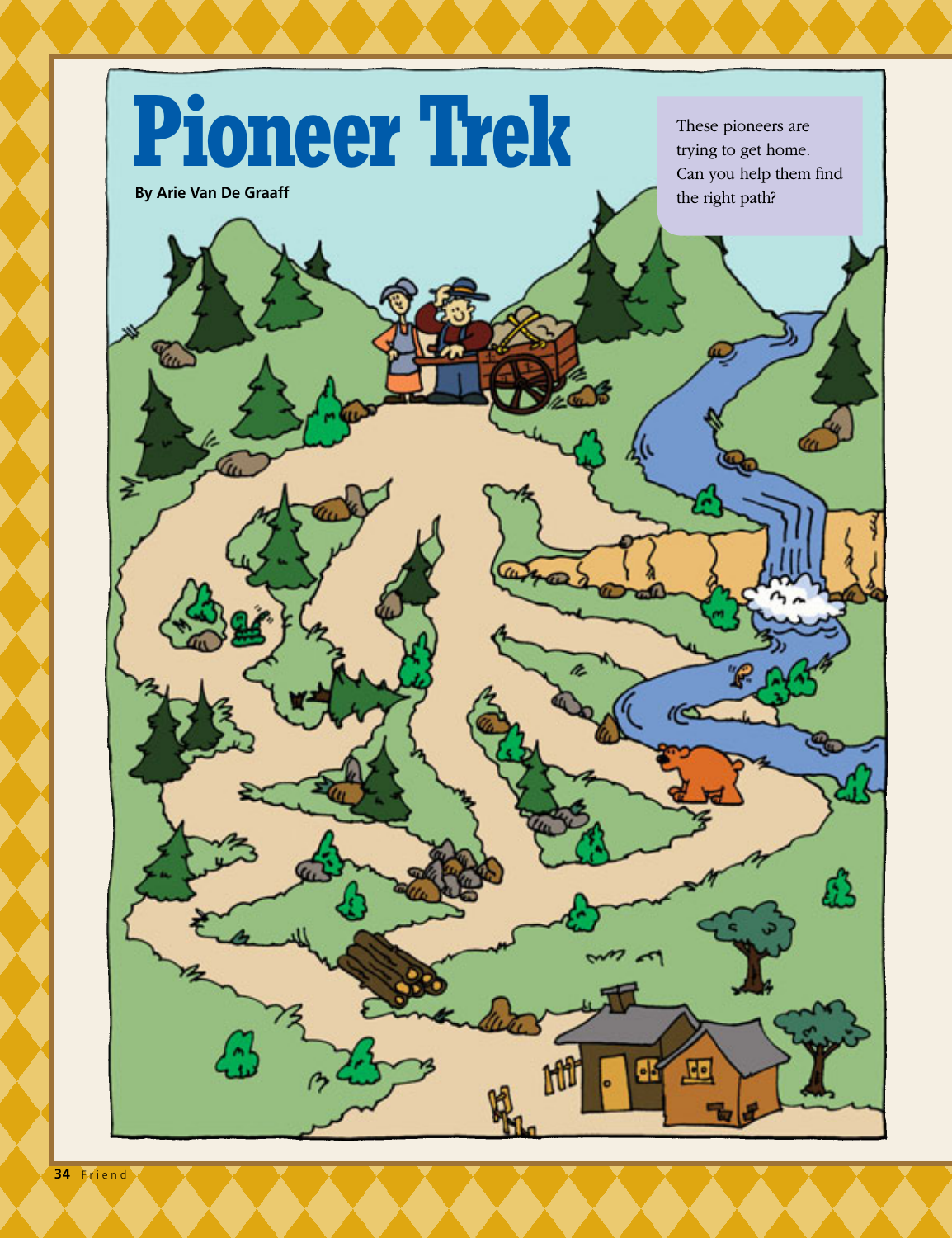# Pioneer Trek

**By Arie Van De Graaff**

These pioneers are trying to get home. Can you help them find the right path?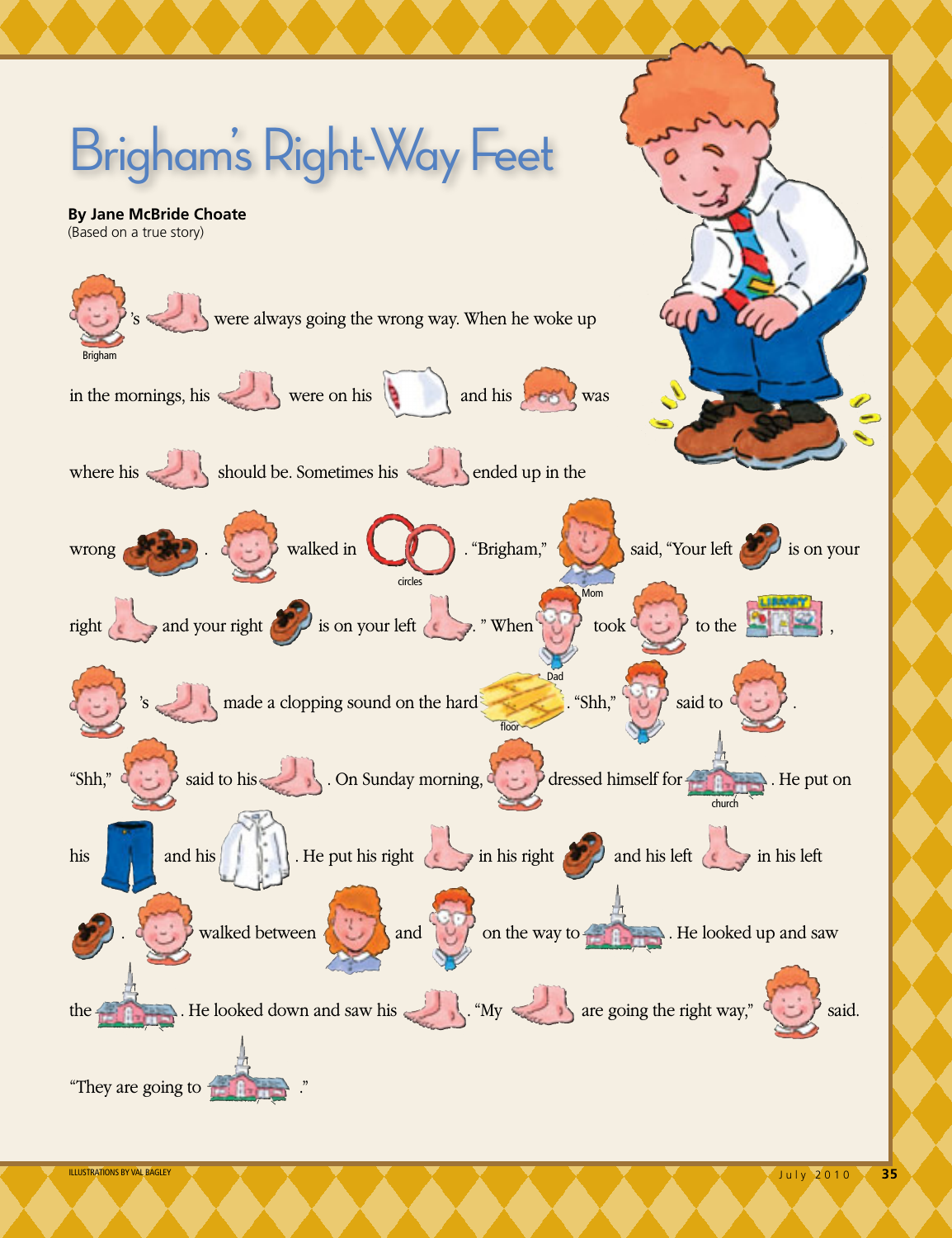# Brigham's Right-Way Feet

**By Jane McBride Choate**
(Based on a true story)

Brigham 's were always going the wrong way. When he woke up in the mornings, his were on his and his was where his should be. Sometimes his ended up in the wrong . walked in circles . "Brigham," Mom said, "Your left is on your right and your right is on your left ." When Dad took to the , 's made a clopping sound on the hard floor . "Shh," said to . "Shh," said to his . On Sunday morning, dressed himself for church . He put on his and his . He put his right in his right and his left in his left . walked between and on the way to . He looked up and saw the . He looked down and saw his . "My are going the right way," said. "They are going to ."

ILLUSTRATIONS BY VAL BAGLEY